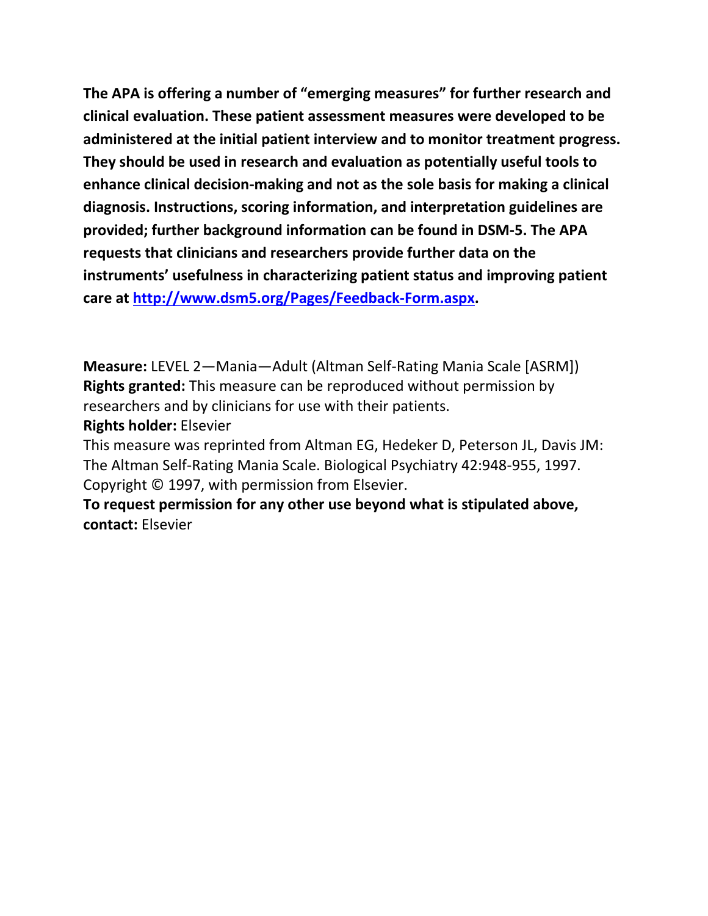**The APA is offering a number of "emerging measures" for further research and clinical evaluation. These patient assessment measures were developed to be administered at the initial patient interview and to monitor treatment progress. They should be used in research and evaluation as potentially useful tools to enhance clinical decision-making and not as the sole basis for making a clinical diagnosis. Instructions, scoring information, and interpretation guidelines are provided; further background information can be found in DSM-5. The APA requests that clinicians and researchers provide further data on the instruments' usefulness in characterizing patient status and improving patient care at [http://www.dsm5.org/Pages/Feedback-Form.aspx](http://www.dsm5.org/Pages/Feedback-Form.aspx).**

**Measure:** LEVEL 2—Mania—Adult (Altman Self-Rating Mania Scale [ASRM])
**Rights granted:** This measure can be reproduced without permission by researchers and by clinicians for use with their patients.
**Rights holder:** Elsevier
This measure was reprinted from Altman EG, Hedeker D, Peterson JL, Davis JM: The Altman Self-Rating Mania Scale. Biological Psychiatry 42:948-955, 1997. Copyright © 1997, with permission from Elsevier.
**To request permission for any other use beyond what is stipulated above, contact:** Elsevier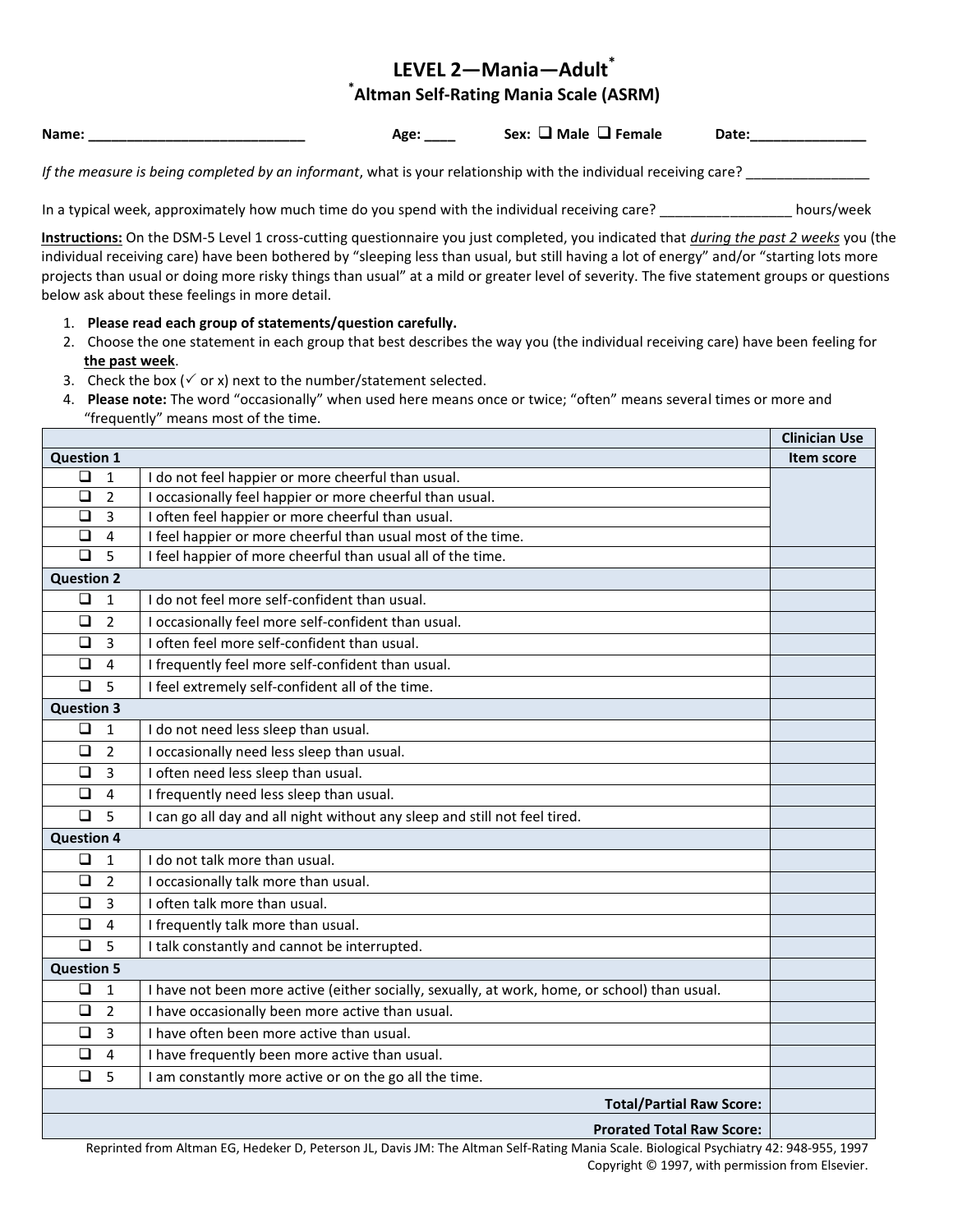# LEVEL 2—Mania—Adult*

## *Altman Self-Rating Mania Scale (ASRM)

**Name:** ____________________________ **Age:** ____ **Sex:** ❑ **Male** ❑ **Female** **Date:**_______________

*If the measure is being completed by an informant*, what is your relationship with the individual receiving care? ________________

In a typical week, approximately how much time do you spend with the individual receiving care? _________________ hours/week

**Instructions:** On the DSM-5 Level 1 cross-cutting questionnaire you just completed, you indicated that *during the past 2 weeks* you (the individual receiving care) have been bothered by "sleeping less than usual, but still having a lot of energy" and/or "starting lots more projects than usual or doing more risky things than usual" at a mild or greater level of severity. The five statement groups or questions below ask about these feelings in more detail.

1. **Please read each group of statements/question carefully.**
2. Choose the one statement in each group that best describes the way you (the individual receiving care) have been feeling for **the past week**.
3. Check the box (✓ or x) next to the number/statement selected.
4. **Please note:** The word "occasionally" when used here means once or twice; "often" means several times or more and "frequently" means most of the time.

| | | Clinician Use |
|---|---|---|
| **Question 1** | | **Item score** |
| ❑ 1 | I do not feel happier or more cheerful than usual. | |
| ❑ 2 | I occasionally feel happier or more cheerful than usual. | |
| ❑ 3 | I often feel happier or more cheerful than usual. | |
| ❑ 4 | I feel happier or more cheerful than usual most of the time. | |
| ❑ 5 | I feel happier of more cheerful than usual all of the time. | |
| **Question 2** | | |
| ❑ 1 | I do not feel more self-confident than usual. | |
| ❑ 2 | I occasionally feel more self-confident than usual. | |
| ❑ 3 | I often feel more self-confident than usual. | |
| ❑ 4 | I frequently feel more self-confident than usual. | |
| ❑ 5 | I feel extremely self-confident all of the time. | |
| **Question 3** | | |
| ❑ 1 | I do not need less sleep than usual. | |
| ❑ 2 | I occasionally need less sleep than usual. | |
| ❑ 3 | I often need less sleep than usual. | |
| ❑ 4 | I frequently need less sleep than usual. | |
| ❑ 5 | I can go all day and all night without any sleep and still not feel tired. | |
| **Question 4** | | |
| ❑ 1 | I do not talk more than usual. | |
| ❑ 2 | I occasionally talk more than usual. | |
| ❑ 3 | I often talk more than usual. | |
| ❑ 4 | I frequently talk more than usual. | |
| ❑ 5 | I talk constantly and cannot be interrupted. | |
| **Question 5** | | |
| ❑ 1 | I have not been more active (either socially, sexually, at work, home, or school) than usual. | |
| ❑ 2 | I have occasionally been more active than usual. | |
| ❑ 3 | I have often been more active than usual. | |
| ❑ 4 | I have frequently been more active than usual. | |
| ❑ 5 | I am constantly more active or on the go all the time. | |
| | **Total/Partial Raw Score:** | |
| | **Prorated Total Raw Score:** | |

Reprinted from Altman EG, Hedeker D, Peterson JL, Davis JM: The Altman Self-Rating Mania Scale. Biological Psychiatry 42: 948-955, 1997 Copyright © 1997, with permission from Elsevier.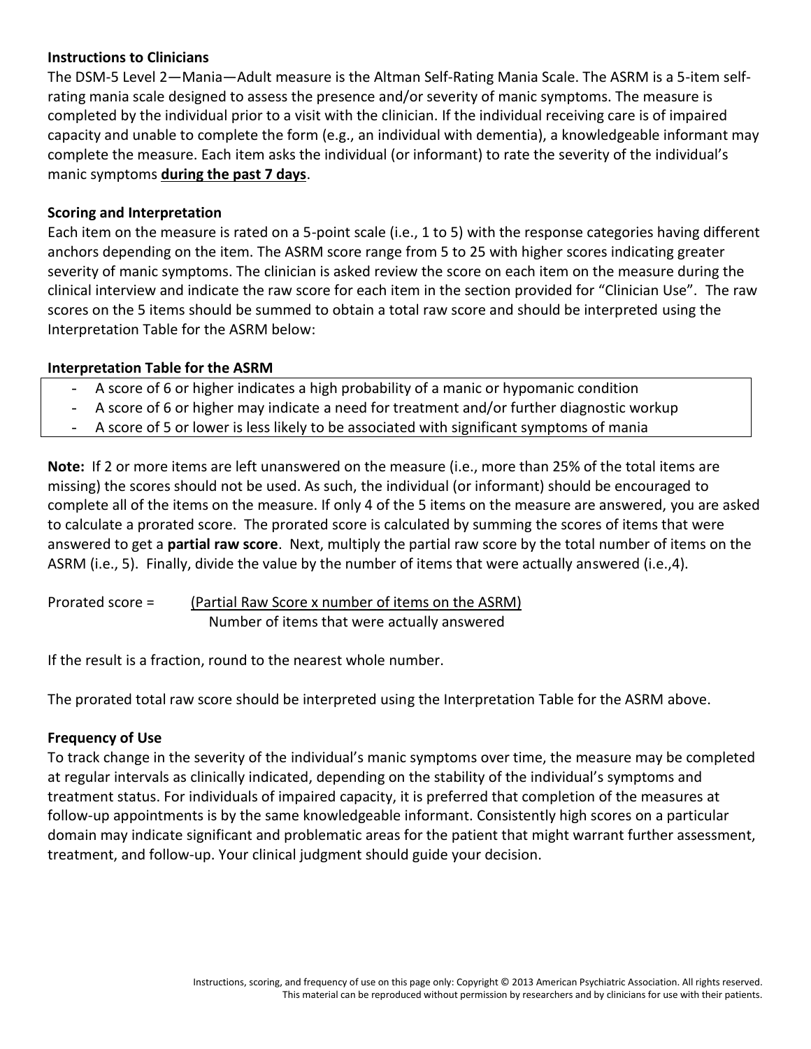**Instructions to Clinicians**

The DSM-5 Level 2—Mania—Adult measure is the Altman Self-Rating Mania Scale. The ASRM is a 5-item self-rating mania scale designed to assess the presence and/or severity of manic symptoms. The measure is completed by the individual prior to a visit with the clinician. If the individual receiving care is of impaired capacity and unable to complete the form (e.g., an individual with dementia), a knowledgeable informant may complete the measure. Each item asks the individual (or informant) to rate the severity of the individual's manic symptoms **during the past 7 days**.

**Scoring and Interpretation**

Each item on the measure is rated on a 5-point scale (i.e., 1 to 5) with the response categories having different anchors depending on the item. The ASRM score range from 5 to 25 with higher scores indicating greater severity of manic symptoms. The clinician is asked review the score on each item on the measure during the clinical interview and indicate the raw score for each item in the section provided for "Clinician Use". The raw scores on the 5 items should be summed to obtain a total raw score and should be interpreted using the Interpretation Table for the ASRM below:

**Interpretation Table for the ASRM**

- A score of 6 or higher indicates a high probability of a manic or hypomanic condition
- A score of 6 or higher may indicate a need for treatment and/or further diagnostic workup
- A score of 5 or lower is less likely to be associated with significant symptoms of mania

**Note:** If 2 or more items are left unanswered on the measure (i.e., more than 25% of the total items are missing) the scores should not be used. As such, the individual (or informant) should be encouraged to complete all of the items on the measure. If only 4 of the 5 items on the measure are answered, you are asked to calculate a prorated score. The prorated score is calculated by summing the scores of items that were answered to get a **partial raw score**. Next, multiply the partial raw score by the total number of items on the ASRM (i.e., 5). Finally, divide the value by the number of items that were actually answered (i.e.,4).

$$\text{Prorated score} = \frac{\text{(Partial Raw Score x number of items on the ASRM)}}{\text{Number of items that were actually answered}}$$

If the result is a fraction, round to the nearest whole number.

The prorated total raw score should be interpreted using the Interpretation Table for the ASRM above.

**Frequency of Use**

To track change in the severity of the individual's manic symptoms over time, the measure may be completed at regular intervals as clinically indicated, depending on the stability of the individual's symptoms and treatment status. For individuals of impaired capacity, it is preferred that completion of the measures at follow-up appointments is by the same knowledgeable informant. Consistently high scores on a particular domain may indicate significant and problematic areas for the patient that might warrant further assessment, treatment, and follow-up. Your clinical judgment should guide your decision.

Instructions, scoring, and frequency of use on this page only: Copyright © 2013 American Psychiatric Association. All rights reserved.
This material can be reproduced without permission by researchers and by clinicians for use with their patients.